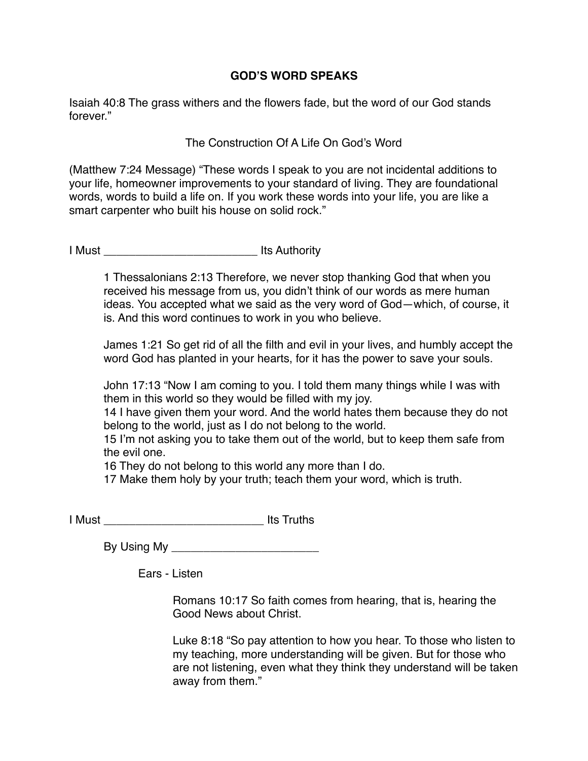# GOD'S WORD SPEAKS

Isaiah 40:8 The grass withers and the flowers fade, but the word of our God stands forever."

## The Construction Of A Life On God's Word

(Matthew 7:24 Message) "These words I speak to you are not incidental additions to your life, homeowner improvements to your standard of living. They are foundational words, words to build a life on. If you work these words into your life, you are like a smart carpenter who built his house on solid rock."

I Must ________________________ Its Authority

> 1 Thessalonians 2:13 Therefore, we never stop thanking God that when you received his message from us, you didn't think of our words as mere human ideas. You accepted what we said as the very word of God—which, of course, it is. And this word continues to work in you who believe.
>
> James 1:21 So get rid of all the filth and evil in your lives, and humbly accept the word God has planted in your hearts, for it has the power to save your souls.
>
> John 17:13 "Now I am coming to you. I told them many things while I was with them in this world so they would be filled with my joy.
> 14 I have given them your word. And the world hates them because they do not belong to the world, just as I do not belong to the world.
> 15 I'm not asking you to take them out of the world, but to keep them safe from the evil one.
> 16 They do not belong to this world any more than I do.
> 17 Make them holy by your truth; teach them your word, which is truth.

I Must _________________________ Its Truths

By Using My ______________________

Ears - Listen

> Romans 10:17 So faith comes from hearing, that is, hearing the Good News about Christ.
>
> Luke 8:18 "So pay attention to how you hear. To those who listen to my teaching, more understanding will be given. But for those who are not listening, even what they think they understand will be taken away from them."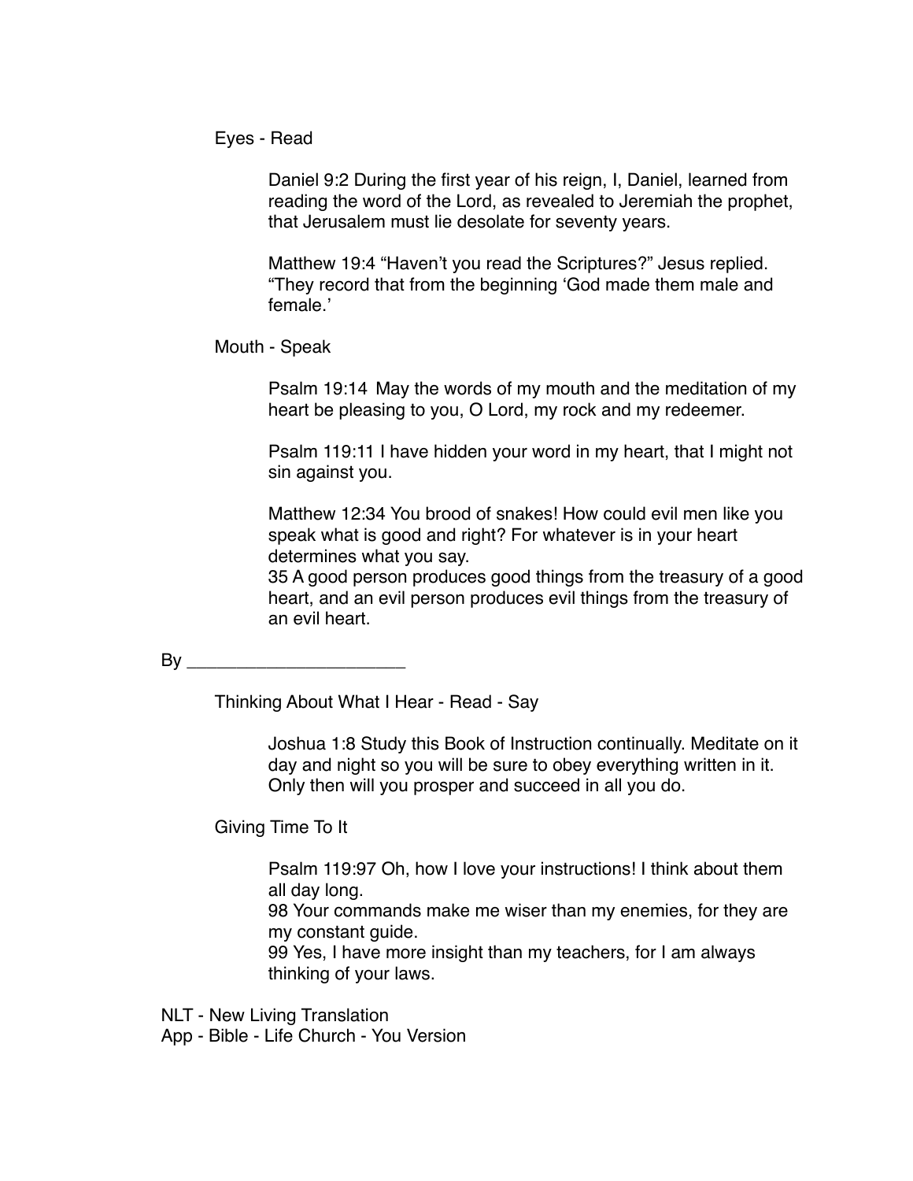Eyes - Read

> Daniel 9:2 During the first year of his reign, I, Daniel, learned from reading the word of the Lord, as revealed to Jeremiah the prophet, that Jerusalem must lie desolate for seventy years.
>
> Matthew 19:4 “Haven’t you read the Scriptures?” Jesus replied. “They record that from the beginning ‘God made them male and female.’

Mouth - Speak

> Psalm 19:14 May the words of my mouth and the meditation of my heart be pleasing to you, O Lord, my rock and my redeemer.
>
> Psalm 119:11 I have hidden your word in my heart, that I might not sin against you.
>
> Matthew 12:34 You brood of snakes! How could evil men like you speak what is good and right? For whatever is in your heart determines what you say.
> 35 A good person produces good things from the treasury of a good heart, and an evil person produces evil things from the treasury of an evil heart.

By ______________________

Thinking About What I Hear - Read - Say

> Joshua 1:8 Study this Book of Instruction continually. Meditate on it day and night so you will be sure to obey everything written in it. Only then will you prosper and succeed in all you do.

Giving Time To It

> Psalm 119:97 Oh, how I love your instructions! I think about them all day long.
> 98 Your commands make me wiser than my enemies, for they are my constant guide.
> 99 Yes, I have more insight than my teachers, for I am always thinking of your laws.

NLT - New Living Translation
App - Bible - Life Church - You Version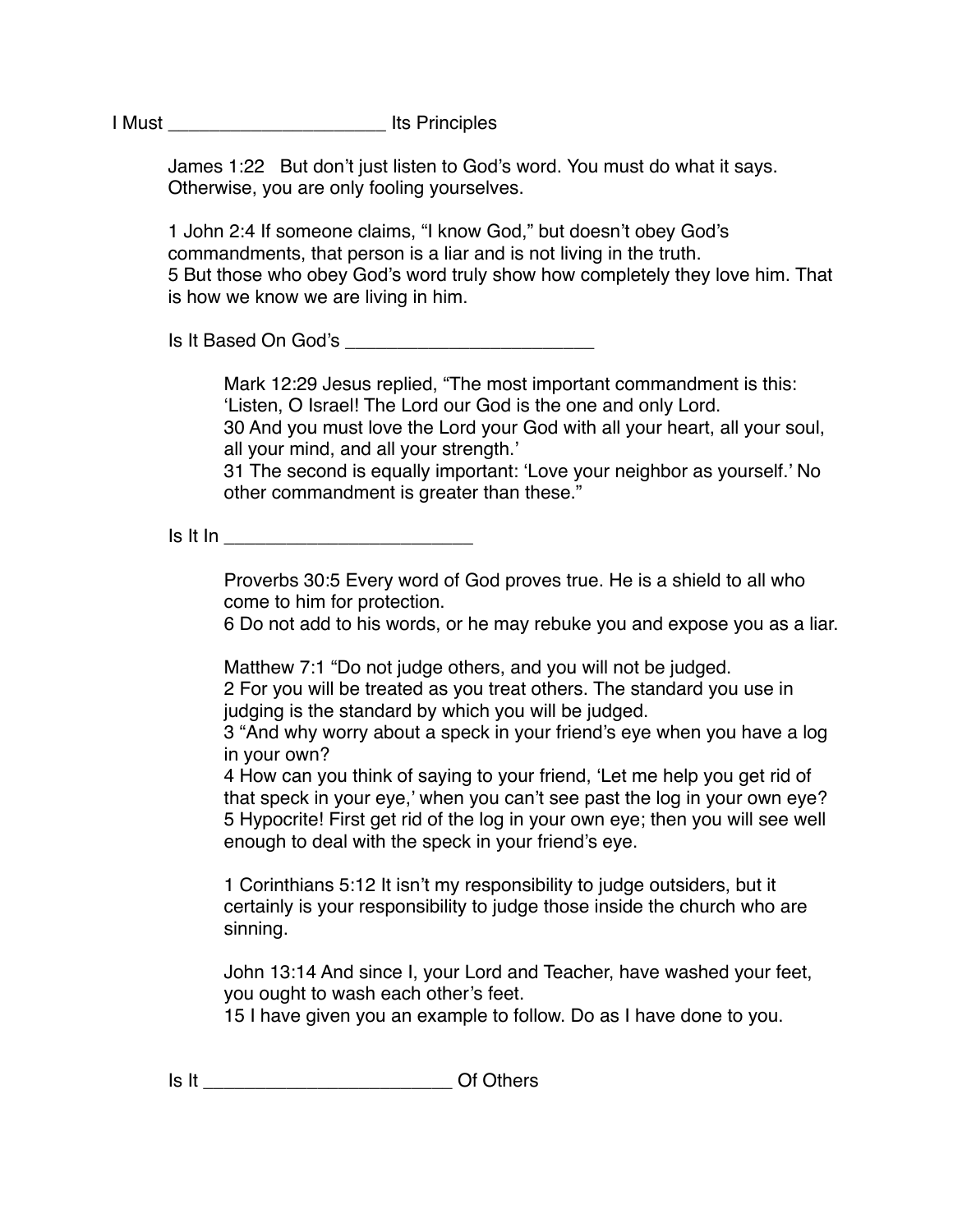I Must ____________________ Its Principles

James 1:22 But don't just listen to God's word. You must do what it says. Otherwise, you are only fooling yourselves.

1 John 2:4 If someone claims, "I know God," but doesn't obey God's commandments, that person is a liar and is not living in the truth.
5 But those who obey God's word truly show how completely they love him. That is how we know we are living in him.

Is It Based On God's ________________________

Mark 12:29 Jesus replied, "The most important commandment is this: 'Listen, O Israel! The Lord our God is the one and only Lord.
30 And you must love the Lord your God with all your heart, all your soul, all your mind, and all your strength.'
31 The second is equally important: 'Love your neighbor as yourself.' No other commandment is greater than these."

Is It In ________________________

Proverbs 30:5 Every word of God proves true. He is a shield to all who come to him for protection.
6 Do not add to his words, or he may rebuke you and expose you as a liar.

Matthew 7:1 "Do not judge others, and you will not be judged.
2 For you will be treated as you treat others. The standard you use in judging is the standard by which you will be judged.
3 "And why worry about a speck in your friend's eye when you have a log in your own?
4 How can you think of saying to your friend, 'Let me help you get rid of that speck in your eye,' when you can't see past the log in your own eye?
5 Hypocrite! First get rid of the log in your own eye; then you will see well enough to deal with the speck in your friend's eye.

1 Corinthians 5:12 It isn't my responsibility to judge outsiders, but it certainly is your responsibility to judge those inside the church who are sinning.

John 13:14 And since I, your Lord and Teacher, have washed your feet, you ought to wash each other's feet.
15 I have given you an example to follow. Do as I have done to you.

Is It ________________________ Of Others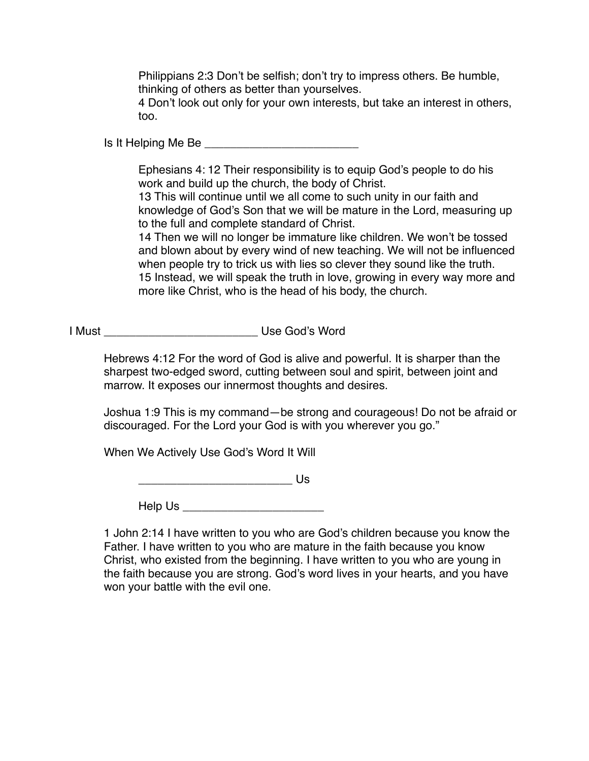Philippians 2:3 Don't be selfish; don't try to impress others. Be humble, thinking of others as better than yourselves.
4 Don't look out only for your own interests, but take an interest in others, too.

Is It Helping Me Be ________________________

Ephesians 4: 12 Their responsibility is to equip God's people to do his work and build up the church, the body of Christ.
13 This will continue until we all come to such unity in our faith and knowledge of God's Son that we will be mature in the Lord, measuring up to the full and complete standard of Christ.
14 Then we will no longer be immature like children. We won't be tossed and blown about by every wind of new teaching. We will not be influenced when people try to trick us with lies so clever they sound like the truth.
15 Instead, we will speak the truth in love, growing in every way more and more like Christ, who is the head of his body, the church.

I Must ________________________ Use God's Word

Hebrews 4:12 For the word of God is alive and powerful. It is sharper than the sharpest two-edged sword, cutting between soul and spirit, between joint and marrow. It exposes our innermost thoughts and desires.

Joshua 1:9 This is my command—be strong and courageous! Do not be afraid or discouraged. For the Lord your God is with you wherever you go."

When We Actively Use God's Word It Will

________________________ Us

Help Us ______________________

1 John 2:14 I have written to you who are God's children because you know the Father. I have written to you who are mature in the faith because you know Christ, who existed from the beginning. I have written to you who are young in the faith because you are strong. God's word lives in your hearts, and you have won your battle with the evil one.